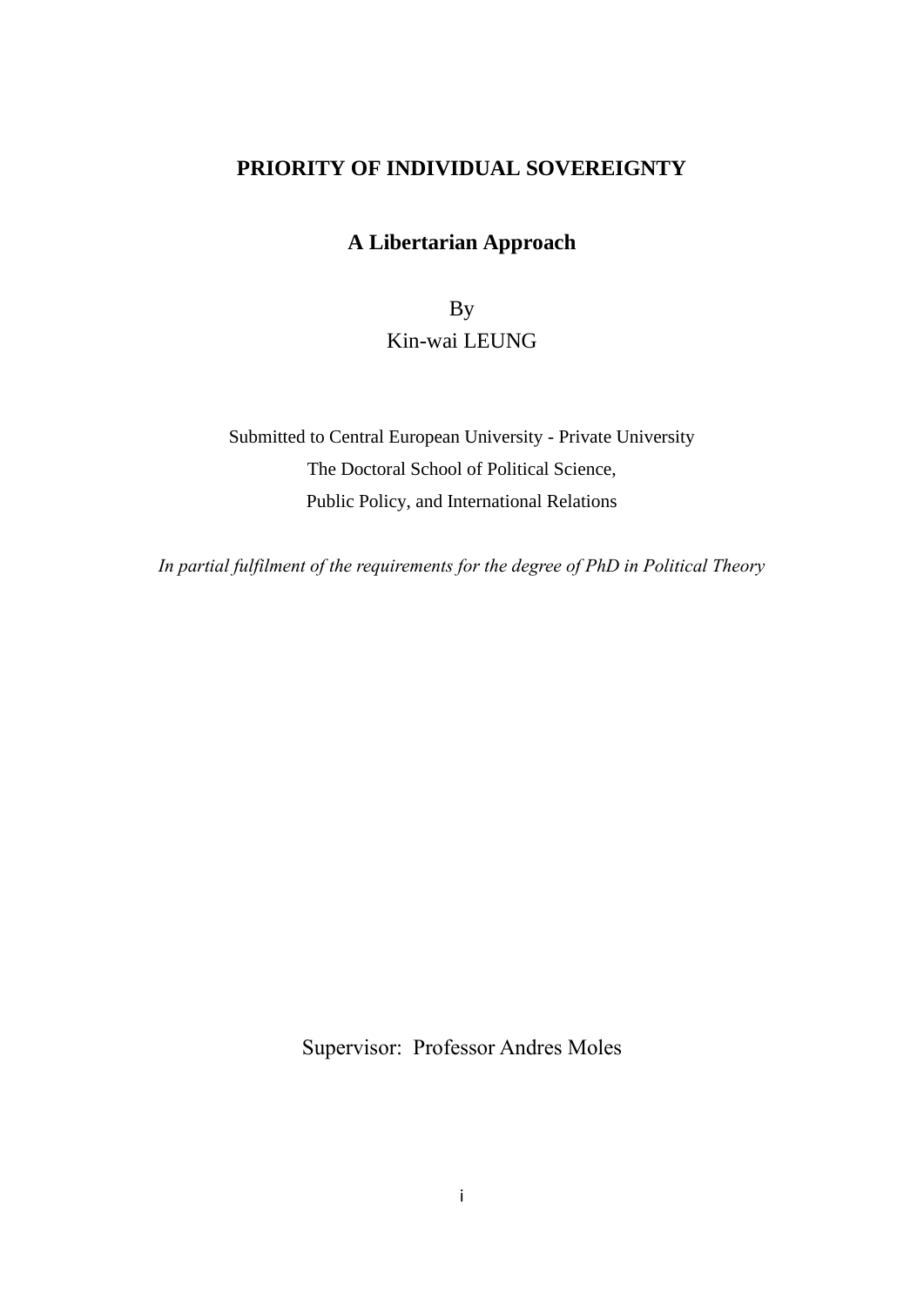# PRIORITY OF INDIVIDUAL SOVEREIGNTY

## A Libertarian Approach

By

Kin-wai LEUNG

Submitted to Central European University - Private University

The Doctoral School of Political Science,

Public Policy, and International Relations

*In partial fulfilment of the requirements for the degree of PhD in Political Theory*

Supervisor: Professor Andres Moles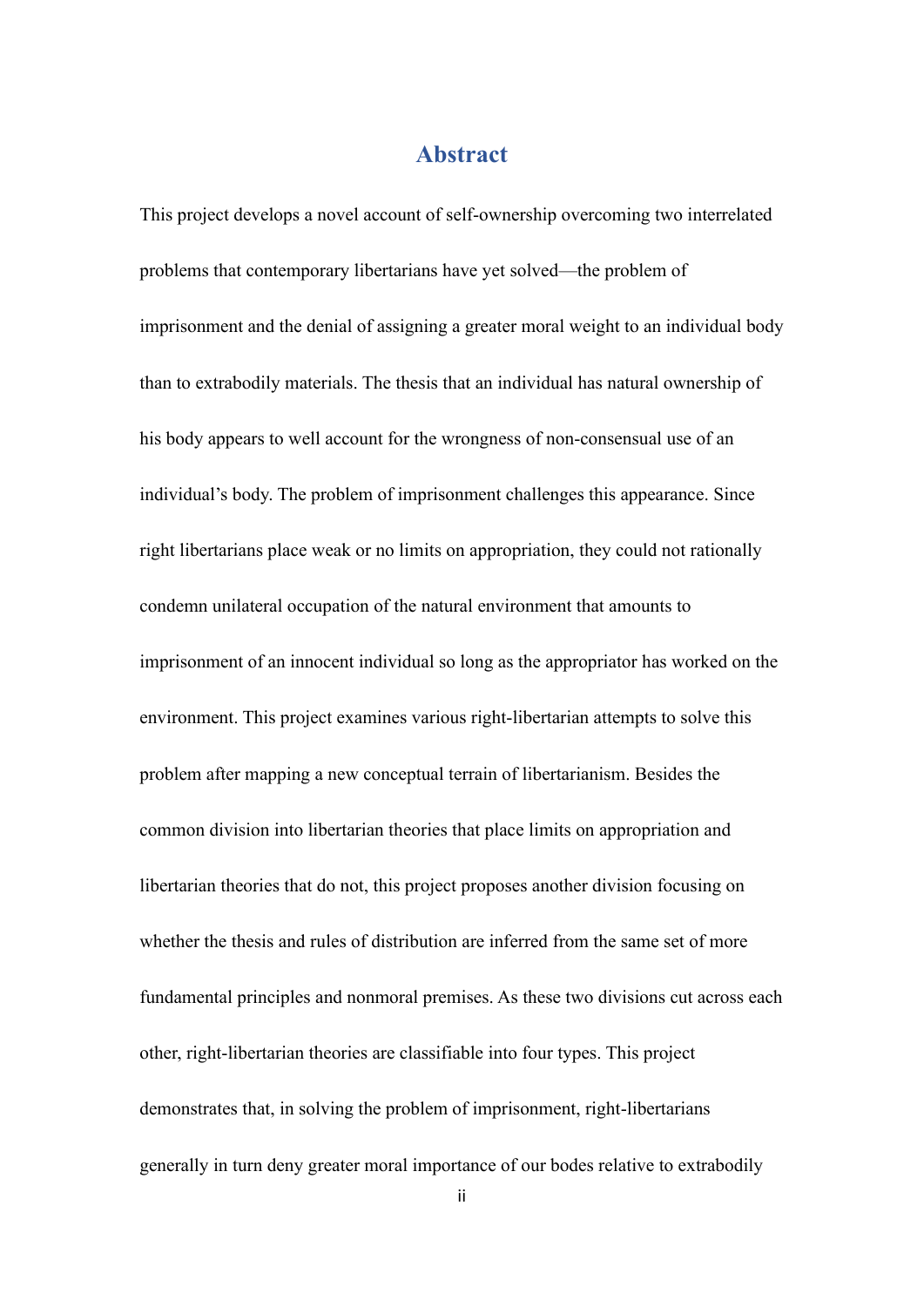# Abstract

This project develops a novel account of self-ownership overcoming two interrelated problems that contemporary libertarians have yet solved—the problem of imprisonment and the denial of assigning a greater moral weight to an individual body than to extrabodily materials. The thesis that an individual has natural ownership of his body appears to well account for the wrongness of non-consensual use of an individual's body. The problem of imprisonment challenges this appearance. Since right libertarians place weak or no limits on appropriation, they could not rationally condemn unilateral occupation of the natural environment that amounts to imprisonment of an innocent individual so long as the appropriator has worked on the environment. This project examines various right-libertarian attempts to solve this problem after mapping a new conceptual terrain of libertarianism. Besides the common division into libertarian theories that place limits on appropriation and libertarian theories that do not, this project proposes another division focusing on whether the thesis and rules of distribution are inferred from the same set of more fundamental principles and nonmoral premises. As these two divisions cut across each other, right-libertarian theories are classifiable into four types. This project demonstrates that, in solving the problem of imprisonment, right-libertarians generally in turn deny greater moral importance of our bodes relative to extrabodily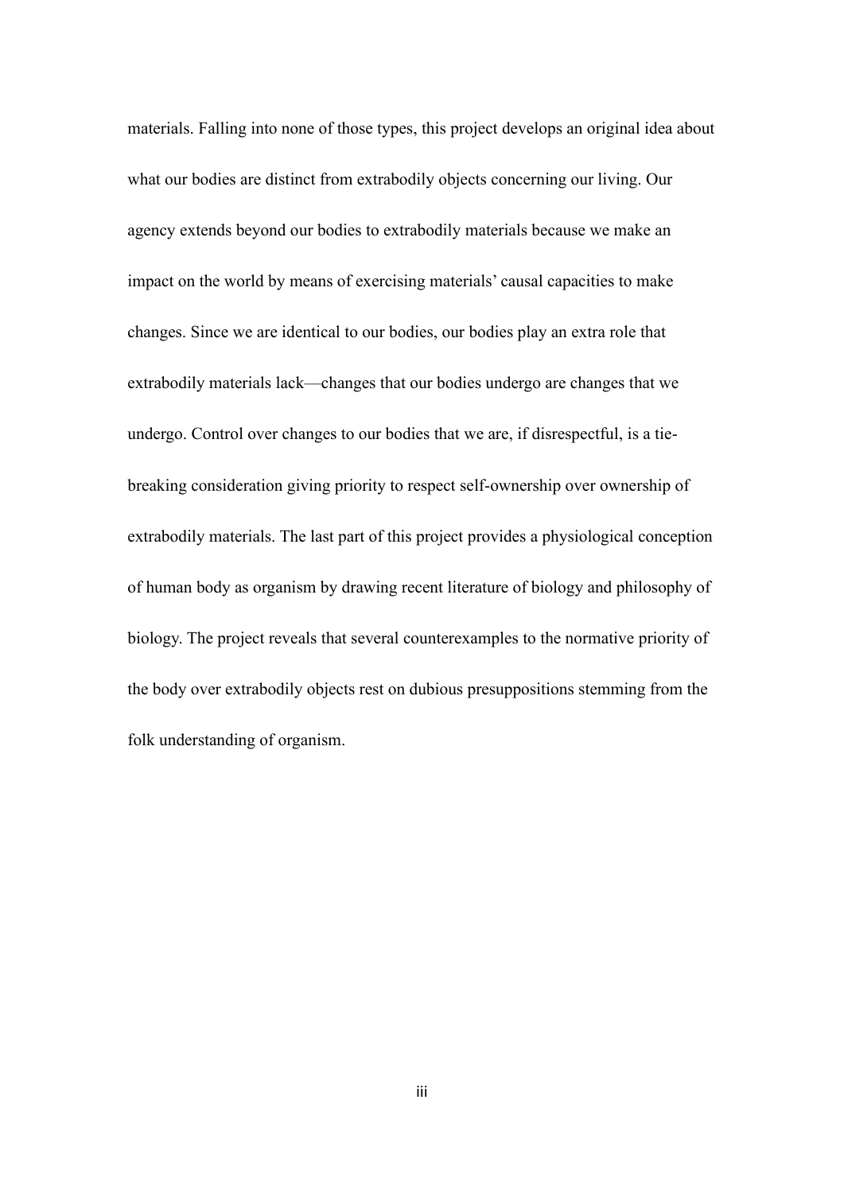materials. Falling into none of those types, this project develops an original idea about what our bodies are distinct from extrabodily objects concerning our living. Our agency extends beyond our bodies to extrabodily materials because we make an impact on the world by means of exercising materials' causal capacities to make changes. Since we are identical to our bodies, our bodies play an extra role that extrabodily materials lack—changes that our bodies undergo are changes that we undergo. Control over changes to our bodies that we are, if disrespectful, is a tie-breaking consideration giving priority to respect self-ownership over ownership of extrabodily materials. The last part of this project provides a physiological conception of human body as organism by drawing recent literature of biology and philosophy of biology. The project reveals that several counterexamples to the normative priority of the body over extrabodily objects rest on dubious presuppositions stemming from the folk understanding of organism.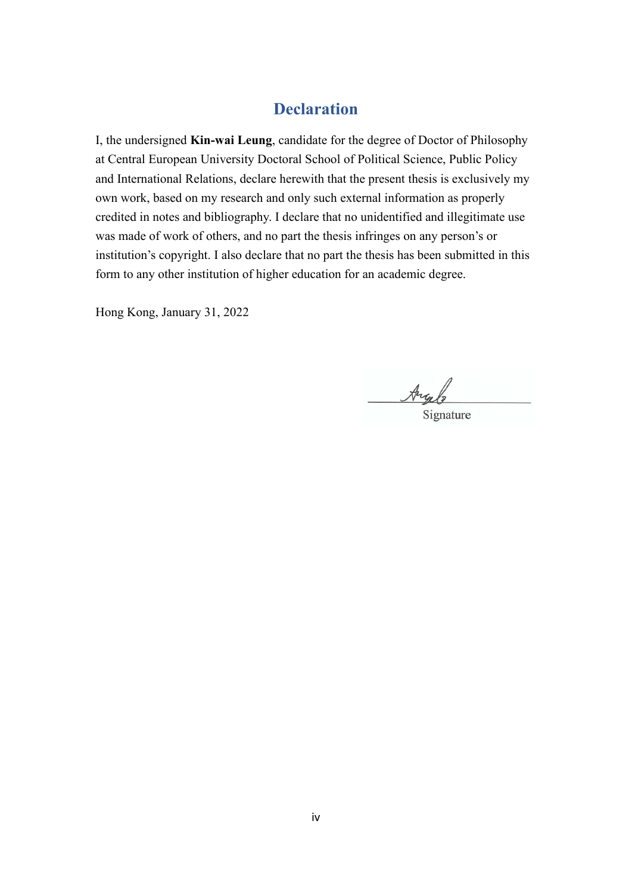# Declaration

I, the undersigned **Kin-wai Leung**, candidate for the degree of Doctor of Philosophy at Central European University Doctoral School of Political Science, Public Policy and International Relations, declare herewith that the present thesis is exclusively my own work, based on my research and only such external information as properly credited in notes and bibliography. I declare that no unidentified and illegitimate use was made of work of others, and no part the thesis infringes on any person's or institution's copyright. I also declare that no part the thesis has been submitted in this form to any other institution of higher education for an academic degree.

Hong Kong, January 31, 2022

Signature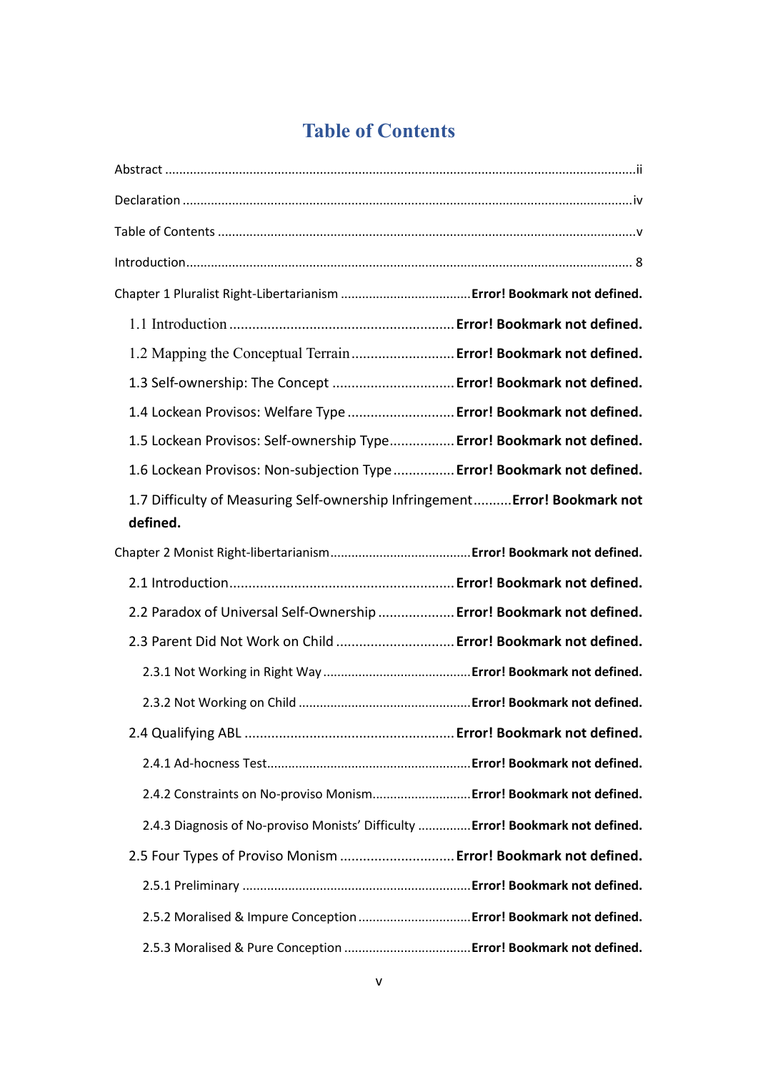# Table of Contents

Abstract .................................................................................................................................ii

Declaration ............................................................................................................................iv

Table of Contents ....................................................................................................................v

Introduction............................................................................................................................ 8

Chapter 1 Pluralist Right-Libertarianism ....................................**Error! Bookmark not defined.**

- 1.1 Introduction ..........................................................**Error! Bookmark not defined.**
- 1.2 Mapping the Conceptual Terrain..........................**Error! Bookmark not defined.**
- 1.3 Self-ownership: The Concept ...............................**Error! Bookmark not defined.**
- 1.4 Lockean Provisos: Welfare Type ...........................**Error! Bookmark not defined.**
- 1.5 Lockean Provisos: Self-ownership Type................**Error! Bookmark not defined.**
- 1.6 Lockean Provisos: Non-subjection Type...............**Error! Bookmark not defined.**
- 1.7 Difficulty of Measuring Self-ownership Infringement.........**Error! Bookmark not defined.**

Chapter 2 Monist Right-libertarianism.......................................**Error! Bookmark not defined.**

- 2.1 Introduction..........................................................**Error! Bookmark not defined.**
- 2.2 Paradox of Universal Self-Ownership ...................**Error! Bookmark not defined.**
- 2.3 Parent Did Not Work on Child ..............................**Error! Bookmark not defined.**
  - 2.3.1 Not Working in Right Way ..........................................**Error! Bookmark not defined.**
  - 2.3.2 Not Working on Child ................................................**Error! Bookmark not defined.**
- 2.4 Qualifying ABL ......................................................**Error! Bookmark not defined.**
  - 2.4.1 Ad-hocness Test.........................................................**Error! Bookmark not defined.**
  - 2.4.2 Constraints on No-proviso Monism...........................**Error! Bookmark not defined.**
  - 2.4.3 Diagnosis of No-proviso Monists' Difficulty ..............**Error! Bookmark not defined.**
- 2.5 Four Types of Proviso Monism .............................**Error! Bookmark not defined.**
  - 2.5.1 Preliminary ...............................................................**Error! Bookmark not defined.**
  - 2.5.2 Moralised & Impure Conception ...............................**Error! Bookmark not defined.**
  - 2.5.3 Moralised & Pure Conception ...................................**Error! Bookmark not defined.**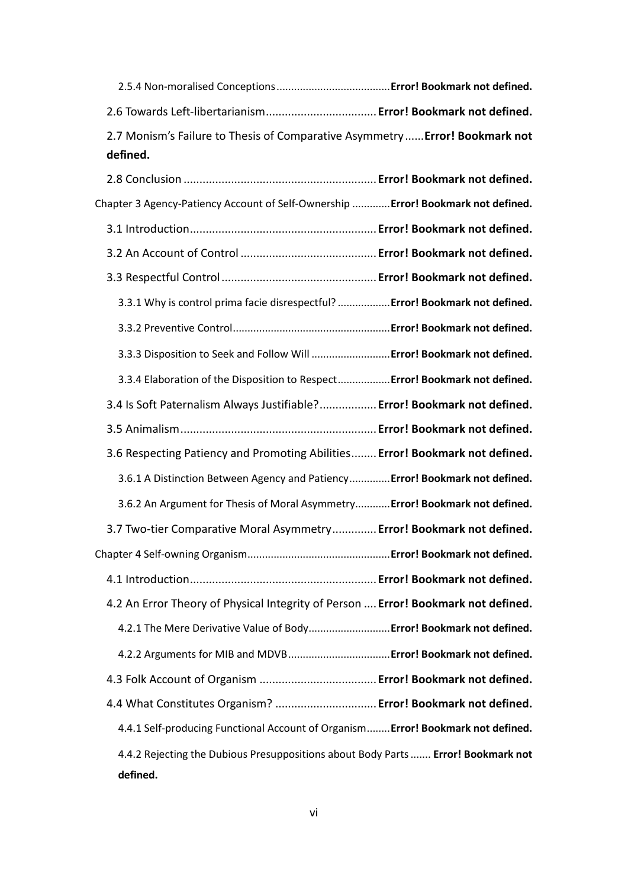2.5.4 Non-moralised Conceptions......................................**Error! Bookmark not defined.**

2.6 Towards Left-libertarianism..................................**Error! Bookmark not defined.**

2.7 Monism's Failure to Thesis of Comparative Asymmetry......**Error! Bookmark not defined.**

2.8 Conclusion............................................................**Error! Bookmark not defined.**

Chapter 3 Agency-Patiency Account of Self-Ownership ............**Error! Bookmark not defined.**

3.1 Introduction..........................................................**Error! Bookmark not defined.**

3.2 An Account of Control ..........................................**Error! Bookmark not defined.**

3.3 Respectful Control ................................................**Error! Bookmark not defined.**

3.3.1 Why is control prima facie disrespectful? .................**Error! Bookmark not defined.**

3.3.2 Preventive Control....................................................**Error! Bookmark not defined.**

3.3.3 Disposition to Seek and Follow Will ..........................**Error! Bookmark not defined.**

3.3.4 Elaboration of the Disposition to Respect.................**Error! Bookmark not defined.**

3.4 Is Soft Paternalism Always Justifiable?.................**Error! Bookmark not defined.**

3.5 Animalism.............................................................**Error! Bookmark not defined.**

3.6 Respecting Patiency and Promoting Abilities........**Error! Bookmark not defined.**

3.6.1 A Distinction Between Agency and Patiency.............**Error! Bookmark not defined.**

3.6.2 An Argument for Thesis of Moral Asymmetry...........**Error! Bookmark not defined.**

3.7 Two-tier Comparative Moral Asymmetry.............**Error! Bookmark not defined.**

Chapter 4 Self-owning Organism................................................**Error! Bookmark not defined.**

4.1 Introduction..........................................................**Error! Bookmark not defined.**

4.2 An Error Theory of Physical Integrity of Person ....**Error! Bookmark not defined.**

4.2.1 The Mere Derivative Value of Body...........................**Error! Bookmark not defined.**

4.2.2 Arguments for MIB and MDVB..................................**Error! Bookmark not defined.**

4.3 Folk Account of Organism ....................................**Error! Bookmark not defined.**

4.4 What Constitutes Organism? ...............................**Error! Bookmark not defined.**

4.4.1 Self-producing Functional Account of Organism........**Error! Bookmark not defined.**

4.4.2 Rejecting the Dubious Presuppositions about Body Parts ....... **Error! Bookmark not defined.**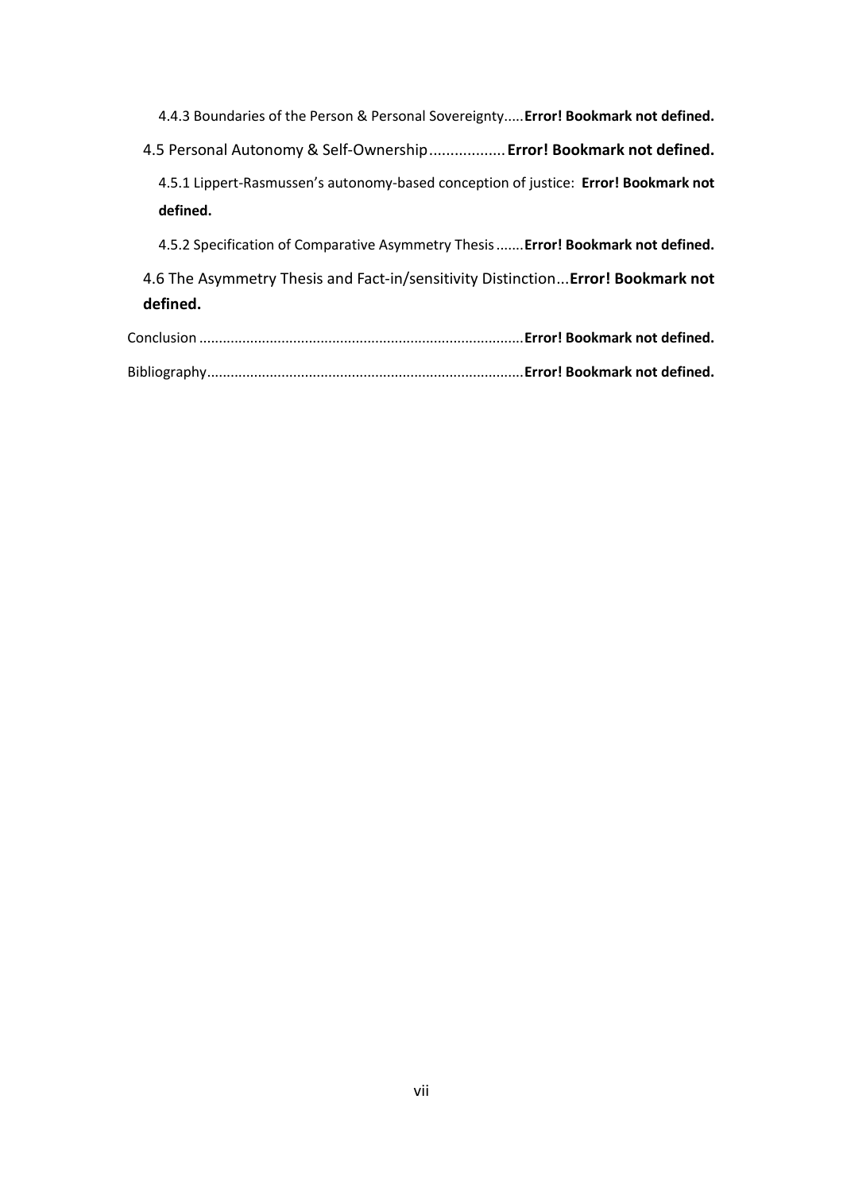4.4.3 Boundaries of the Person & Personal Sovereignty.....**Error! Bookmark not defined.**

4.5 Personal Autonomy & Self-Ownership..................**Error! Bookmark not defined.**

4.5.1 Lippert-Rasmussen's autonomy-based conception of justice: **Error! Bookmark not defined.**

4.5.2 Specification of Comparative Asymmetry Thesis.......**Error! Bookmark not defined.**

4.6 The Asymmetry Thesis and Fact-in/sensitivity Distinction...**Error! Bookmark not defined.**

Conclusion ..................................................................................**Error! Bookmark not defined.**

Bibliography.................................................................................**Error! Bookmark not defined.**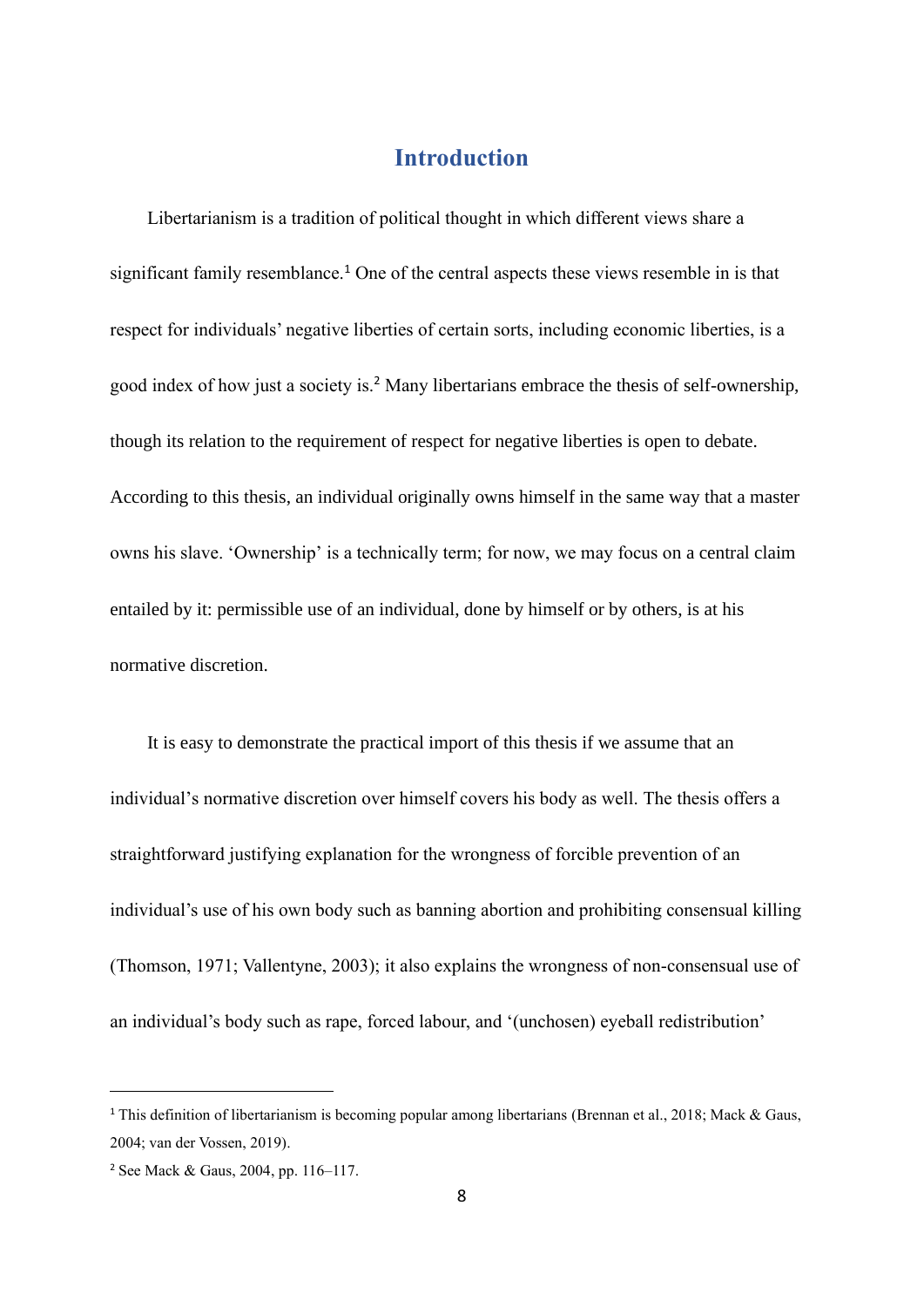# Introduction

Libertarianism is a tradition of political thought in which different views share a significant family resemblance.[1] One of the central aspects these views resemble in is that respect for individuals' negative liberties of certain sorts, including economic liberties, is a good index of how just a society is.[2] Many libertarians embrace the thesis of self-ownership, though its relation to the requirement of respect for negative liberties is open to debate. According to this thesis, an individual originally owns himself in the same way that a master owns his slave. 'Ownership' is a technically term; for now, we may focus on a central claim entailed by it: permissible use of an individual, done by himself or by others, is at his normative discretion.

It is easy to demonstrate the practical import of this thesis if we assume that an individual's normative discretion over himself covers his body as well. The thesis offers a straightforward justifying explanation for the wrongness of forcible prevention of an individual's use of his own body such as banning abortion and prohibiting consensual killing (Thomson, 1971; Vallentyne, 2003); it also explains the wrongness of non-consensual use of an individual's body such as rape, forced labour, and '(unchosen) eyeball redistribution'

---

[1] This definition of libertarianism is becoming popular among libertarians (Brennan et al., 2018; Mack & Gaus, 2004; van der Vossen, 2019).

[2] See Mack & Gaus, 2004, pp. 116–117.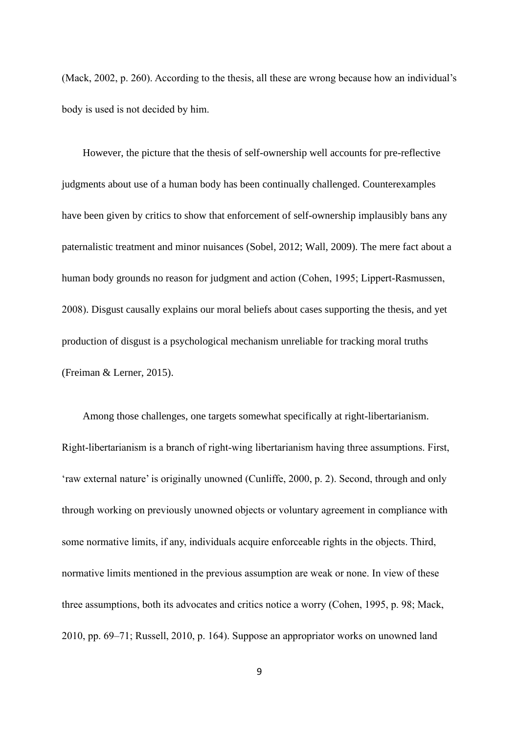(Mack, 2002, p. 260). According to the thesis, all these are wrong because how an individual's body is used is not decided by him.

However, the picture that the thesis of self-ownership well accounts for pre-reflective judgments about use of a human body has been continually challenged. Counterexamples have been given by critics to show that enforcement of self-ownership implausibly bans any paternalistic treatment and minor nuisances (Sobel, 2012; Wall, 2009). The mere fact about a human body grounds no reason for judgment and action (Cohen, 1995; Lippert-Rasmussen, 2008). Disgust causally explains our moral beliefs about cases supporting the thesis, and yet production of disgust is a psychological mechanism unreliable for tracking moral truths (Freiman & Lerner, 2015).

Among those challenges, one targets somewhat specifically at right-libertarianism. Right-libertarianism is a branch of right-wing libertarianism having three assumptions. First, 'raw external nature' is originally unowned (Cunliffe, 2000, p. 2). Second, through and only through working on previously unowned objects or voluntary agreement in compliance with some normative limits, if any, individuals acquire enforceable rights in the objects. Third, normative limits mentioned in the previous assumption are weak or none. In view of these three assumptions, both its advocates and critics notice a worry (Cohen, 1995, p. 98; Mack, 2010, pp. 69–71; Russell, 2010, p. 164). Suppose an appropriator works on unowned land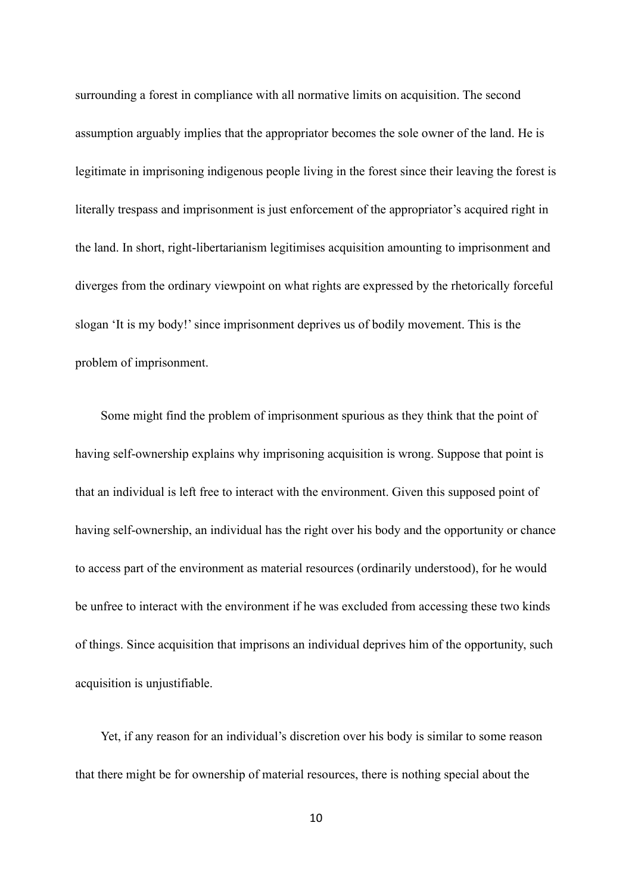surrounding a forest in compliance with all normative limits on acquisition. The second assumption arguably implies that the appropriator becomes the sole owner of the land. He is legitimate in imprisoning indigenous people living in the forest since their leaving the forest is literally trespass and imprisonment is just enforcement of the appropriator's acquired right in the land. In short, right-libertarianism legitimises acquisition amounting to imprisonment and diverges from the ordinary viewpoint on what rights are expressed by the rhetorically forceful slogan 'It is my body!' since imprisonment deprives us of bodily movement. This is the problem of imprisonment.

Some might find the problem of imprisonment spurious as they think that the point of having self-ownership explains why imprisoning acquisition is wrong. Suppose that point is that an individual is left free to interact with the environment. Given this supposed point of having self-ownership, an individual has the right over his body and the opportunity or chance to access part of the environment as material resources (ordinarily understood), for he would be unfree to interact with the environment if he was excluded from accessing these two kinds of things. Since acquisition that imprisons an individual deprives him of the opportunity, such acquisition is unjustifiable.

Yet, if any reason for an individual's discretion over his body is similar to some reason that there might be for ownership of material resources, there is nothing special about the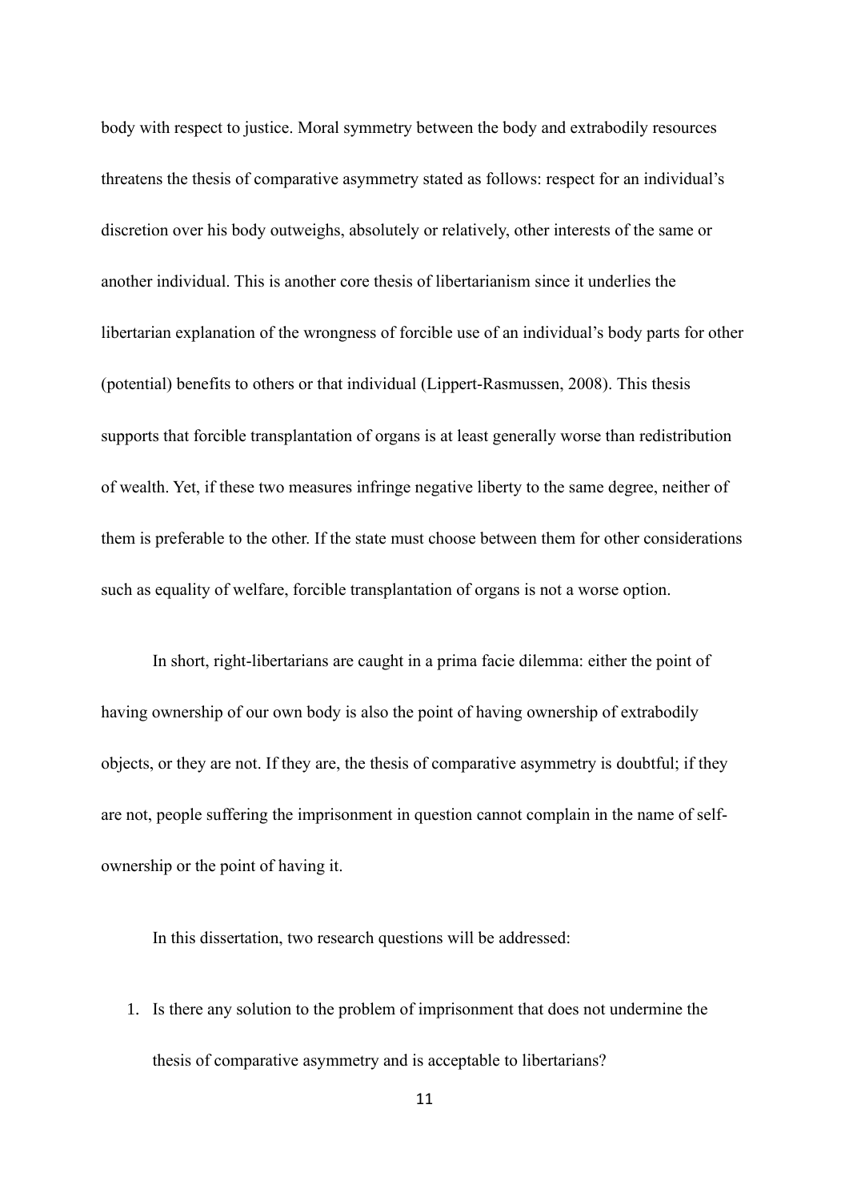body with respect to justice. Moral symmetry between the body and extrabodily resources threatens the thesis of comparative asymmetry stated as follows: respect for an individual's discretion over his body outweighs, absolutely or relatively, other interests of the same or another individual. This is another core thesis of libertarianism since it underlies the libertarian explanation of the wrongness of forcible use of an individual's body parts for other (potential) benefits to others or that individual (Lippert-Rasmussen, 2008). This thesis supports that forcible transplantation of organs is at least generally worse than redistribution of wealth. Yet, if these two measures infringe negative liberty to the same degree, neither of them is preferable to the other. If the state must choose between them for other considerations such as equality of welfare, forcible transplantation of organs is not a worse option.

In short, right-libertarians are caught in a prima facie dilemma: either the point of having ownership of our own body is also the point of having ownership of extrabodily objects, or they are not. If they are, the thesis of comparative asymmetry is doubtful; if they are not, people suffering the imprisonment in question cannot complain in the name of self-ownership or the point of having it.

In this dissertation, two research questions will be addressed:

1. Is there any solution to the problem of imprisonment that does not undermine the thesis of comparative asymmetry and is acceptable to libertarians?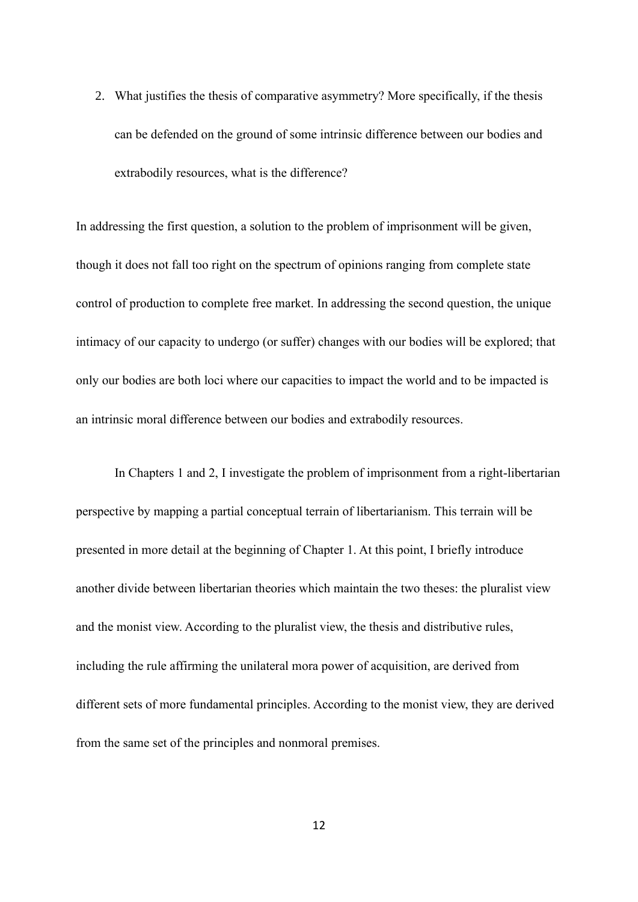2. What justifies the thesis of comparative asymmetry? More specifically, if the thesis can be defended on the ground of some intrinsic difference between our bodies and extrabodily resources, what is the difference?

In addressing the first question, a solution to the problem of imprisonment will be given, though it does not fall too right on the spectrum of opinions ranging from complete state control of production to complete free market. In addressing the second question, the unique intimacy of our capacity to undergo (or suffer) changes with our bodies will be explored; that only our bodies are both loci where our capacities to impact the world and to be impacted is an intrinsic moral difference between our bodies and extrabodily resources.

In Chapters 1 and 2, I investigate the problem of imprisonment from a right-libertarian perspective by mapping a partial conceptual terrain of libertarianism. This terrain will be presented in more detail at the beginning of Chapter 1. At this point, I briefly introduce another divide between libertarian theories which maintain the two theses: the pluralist view and the monist view. According to the pluralist view, the thesis and distributive rules, including the rule affirming the unilateral mora power of acquisition, are derived from different sets of more fundamental principles. According to the monist view, they are derived from the same set of the principles and nonmoral premises.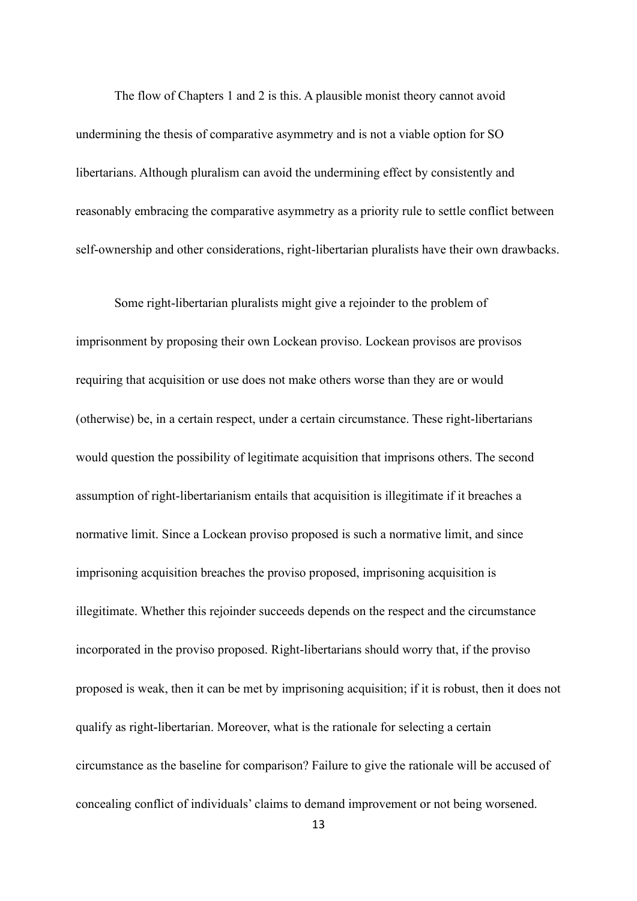The flow of Chapters 1 and 2 is this. A plausible monist theory cannot avoid undermining the thesis of comparative asymmetry and is not a viable option for SO libertarians. Although pluralism can avoid the undermining effect by consistently and reasonably embracing the comparative asymmetry as a priority rule to settle conflict between self-ownership and other considerations, right-libertarian pluralists have their own drawbacks.

Some right-libertarian pluralists might give a rejoinder to the problem of imprisonment by proposing their own Lockean proviso. Lockean provisos are provisos requiring that acquisition or use does not make others worse than they are or would (otherwise) be, in a certain respect, under a certain circumstance. These right-libertarians would question the possibility of legitimate acquisition that imprisons others. The second assumption of right-libertarianism entails that acquisition is illegitimate if it breaches a normative limit. Since a Lockean proviso proposed is such a normative limit, and since imprisoning acquisition breaches the proviso proposed, imprisoning acquisition is illegitimate. Whether this rejoinder succeeds depends on the respect and the circumstance incorporated in the proviso proposed. Right-libertarians should worry that, if the proviso proposed is weak, then it can be met by imprisoning acquisition; if it is robust, then it does not qualify as right-libertarian. Moreover, what is the rationale for selecting a certain circumstance as the baseline for comparison? Failure to give the rationale will be accused of concealing conflict of individuals' claims to demand improvement or not being worsened.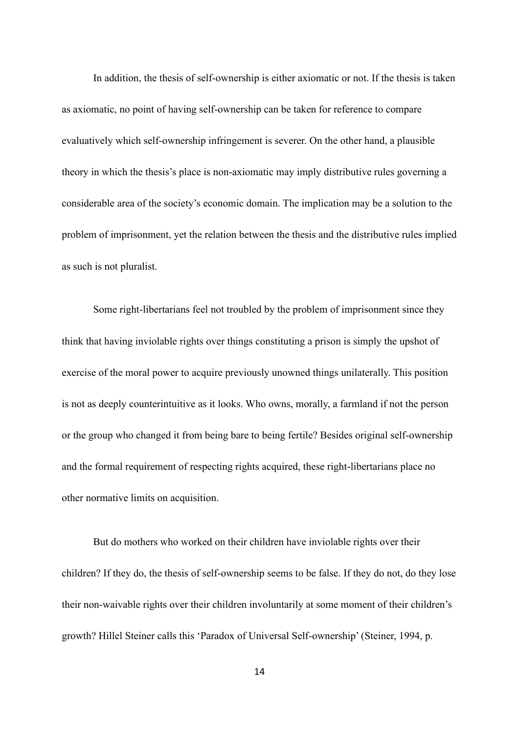In addition, the thesis of self-ownership is either axiomatic or not. If the thesis is taken as axiomatic, no point of having self-ownership can be taken for reference to compare evaluatively which self-ownership infringement is severer. On the other hand, a plausible theory in which the thesis's place is non-axiomatic may imply distributive rules governing a considerable area of the society's economic domain. The implication may be a solution to the problem of imprisonment, yet the relation between the thesis and the distributive rules implied as such is not pluralist.

Some right-libertarians feel not troubled by the problem of imprisonment since they think that having inviolable rights over things constituting a prison is simply the upshot of exercise of the moral power to acquire previously unowned things unilaterally. This position is not as deeply counterintuitive as it looks. Who owns, morally, a farmland if not the person or the group who changed it from being bare to being fertile? Besides original self-ownership and the formal requirement of respecting rights acquired, these right-libertarians place no other normative limits on acquisition.

But do mothers who worked on their children have inviolable rights over their children? If they do, the thesis of self-ownership seems to be false. If they do not, do they lose their non-waivable rights over their children involuntarily at some moment of their children's growth? Hillel Steiner calls this 'Paradox of Universal Self-ownership' (Steiner, 1994, p.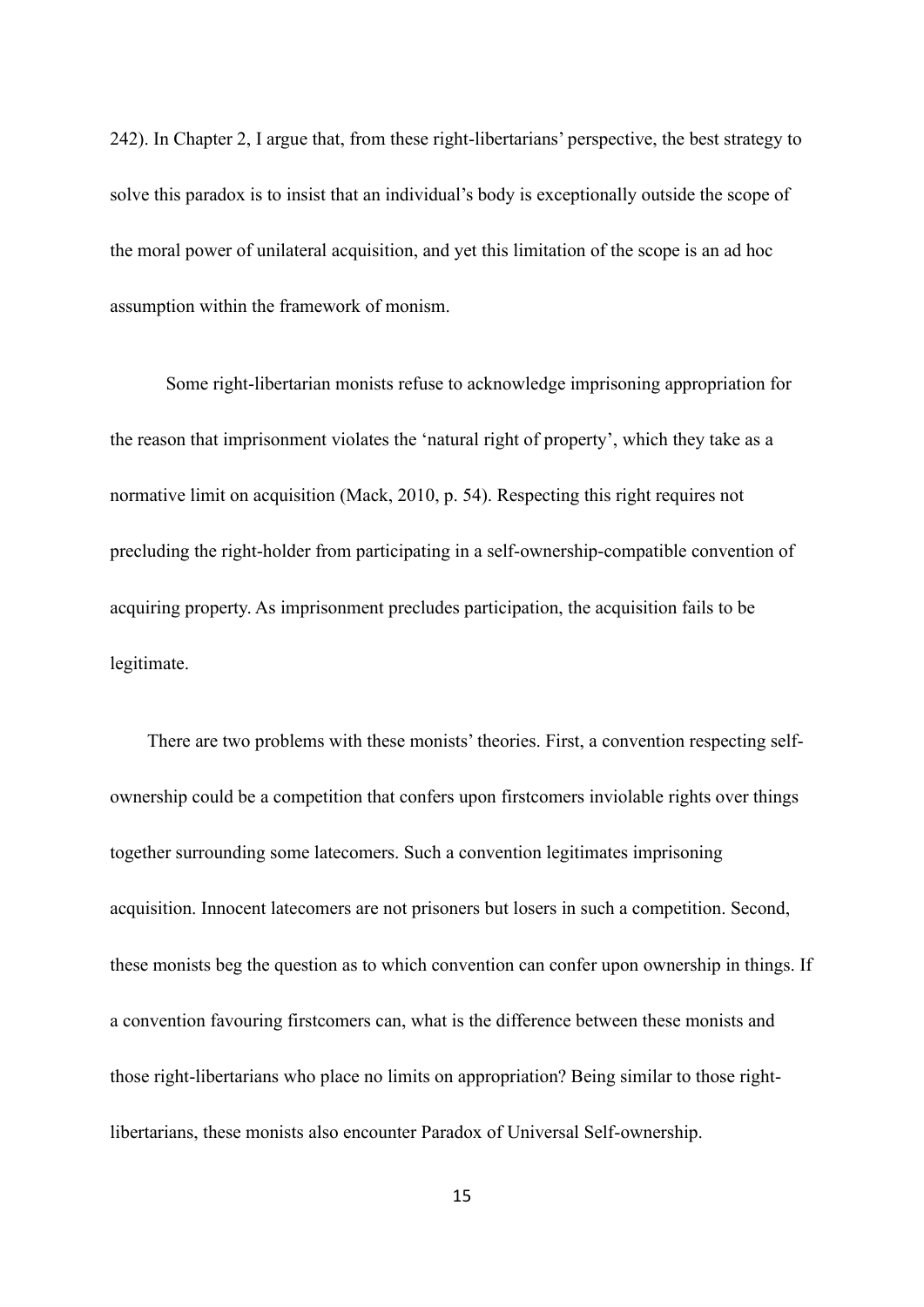242). In Chapter 2, I argue that, from these right-libertarians' perspective, the best strategy to solve this paradox is to insist that an individual's body is exceptionally outside the scope of the moral power of unilateral acquisition, and yet this limitation of the scope is an ad hoc assumption within the framework of monism.

Some right-libertarian monists refuse to acknowledge imprisoning appropriation for the reason that imprisonment violates the 'natural right of property', which they take as a normative limit on acquisition (Mack, 2010, p. 54). Respecting this right requires not precluding the right-holder from participating in a self-ownership-compatible convention of acquiring property. As imprisonment precludes participation, the acquisition fails to be legitimate.

There are two problems with these monists' theories. First, a convention respecting self-ownership could be a competition that confers upon firstcomers inviolable rights over things together surrounding some latecomers. Such a convention legitimates imprisoning acquisition. Innocent latecomers are not prisoners but losers in such a competition. Second, these monists beg the question as to which convention can confer upon ownership in things. If a convention favouring firstcomers can, what is the difference between these monists and those right-libertarians who place no limits on appropriation? Being similar to those right-libertarians, these monists also encounter Paradox of Universal Self-ownership.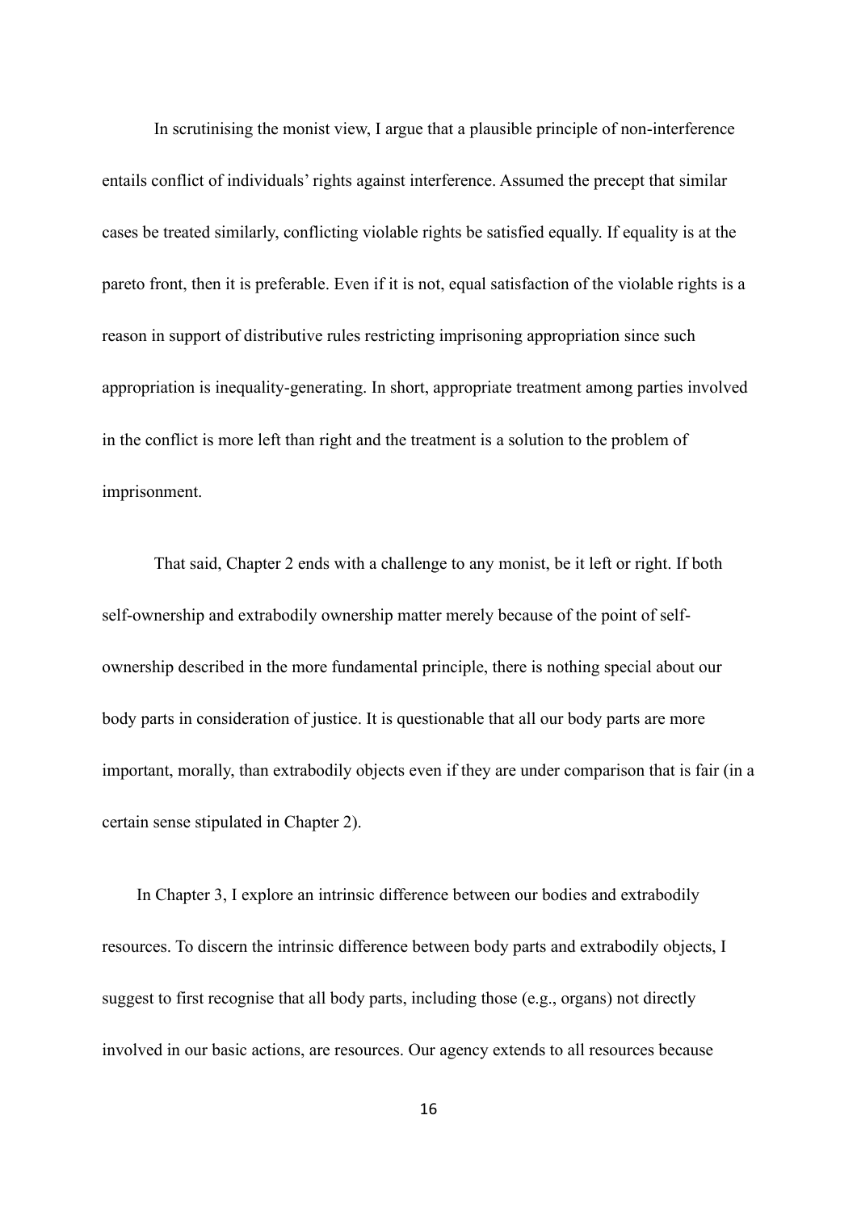In scrutinising the monist view, I argue that a plausible principle of non-interference entails conflict of individuals' rights against interference. Assumed the precept that similar cases be treated similarly, conflicting violable rights be satisfied equally. If equality is at the pareto front, then it is preferable. Even if it is not, equal satisfaction of the violable rights is a reason in support of distributive rules restricting imprisoning appropriation since such appropriation is inequality-generating. In short, appropriate treatment among parties involved in the conflict is more left than right and the treatment is a solution to the problem of imprisonment.

That said, Chapter 2 ends with a challenge to any monist, be it left or right. If both self-ownership and extrabodily ownership matter merely because of the point of self-ownership described in the more fundamental principle, there is nothing special about our body parts in consideration of justice. It is questionable that all our body parts are more important, morally, than extrabodily objects even if they are under comparison that is fair (in a certain sense stipulated in Chapter 2).

In Chapter 3, I explore an intrinsic difference between our bodies and extrabodily resources. To discern the intrinsic difference between body parts and extrabodily objects, I suggest to first recognise that all body parts, including those (e.g., organs) not directly involved in our basic actions, are resources. Our agency extends to all resources because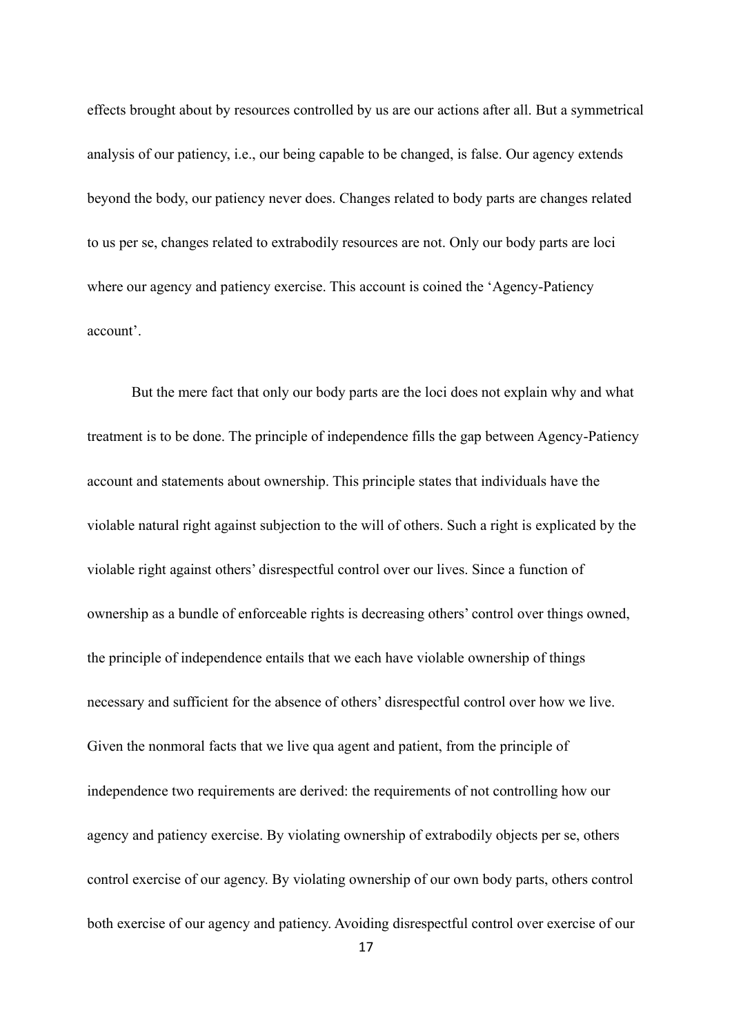effects brought about by resources controlled by us are our actions after all. But a symmetrical analysis of our patiency, i.e., our being capable to be changed, is false. Our agency extends beyond the body, our patiency never does. Changes related to body parts are changes related to us per se, changes related to extrabodily resources are not. Only our body parts are loci where our agency and patiency exercise. This account is coined the 'Agency-Patiency account'.

But the mere fact that only our body parts are the loci does not explain why and what treatment is to be done. The principle of independence fills the gap between Agency-Patiency account and statements about ownership. This principle states that individuals have the violable natural right against subjection to the will of others. Such a right is explicated by the violable right against others' disrespectful control over our lives. Since a function of ownership as a bundle of enforceable rights is decreasing others' control over things owned, the principle of independence entails that we each have violable ownership of things necessary and sufficient for the absence of others' disrespectful control over how we live. Given the nonmoral facts that we live qua agent and patient, from the principle of independence two requirements are derived: the requirements of not controlling how our agency and patiency exercise. By violating ownership of extrabodily objects per se, others control exercise of our agency. By violating ownership of our own body parts, others control both exercise of our agency and patiency. Avoiding disrespectful control over exercise of our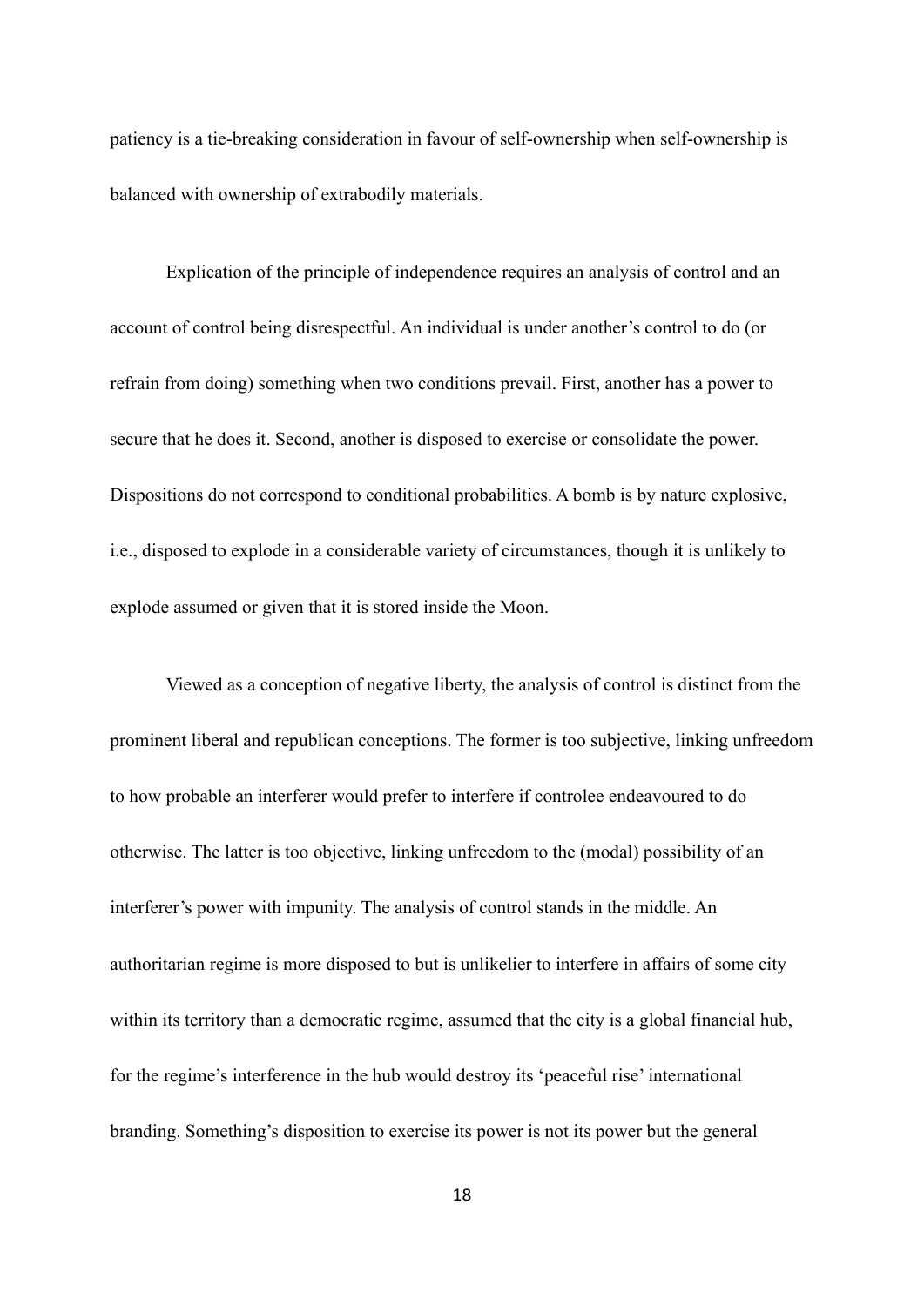patiency is a tie-breaking consideration in favour of self-ownership when self-ownership is balanced with ownership of extrabodily materials.

Explication of the principle of independence requires an analysis of control and an account of control being disrespectful. An individual is under another's control to do (or refrain from doing) something when two conditions prevail. First, another has a power to secure that he does it. Second, another is disposed to exercise or consolidate the power. Dispositions do not correspond to conditional probabilities. A bomb is by nature explosive, i.e., disposed to explode in a considerable variety of circumstances, though it is unlikely to explode assumed or given that it is stored inside the Moon.

Viewed as a conception of negative liberty, the analysis of control is distinct from the prominent liberal and republican conceptions. The former is too subjective, linking unfreedom to how probable an interferer would prefer to interfere if controlee endeavoured to do otherwise. The latter is too objective, linking unfreedom to the (modal) possibility of an interferer's power with impunity. The analysis of control stands in the middle. An authoritarian regime is more disposed to but is unlikelier to interfere in affairs of some city within its territory than a democratic regime, assumed that the city is a global financial hub, for the regime's interference in the hub would destroy its 'peaceful rise' international branding. Something's disposition to exercise its power is not its power but the general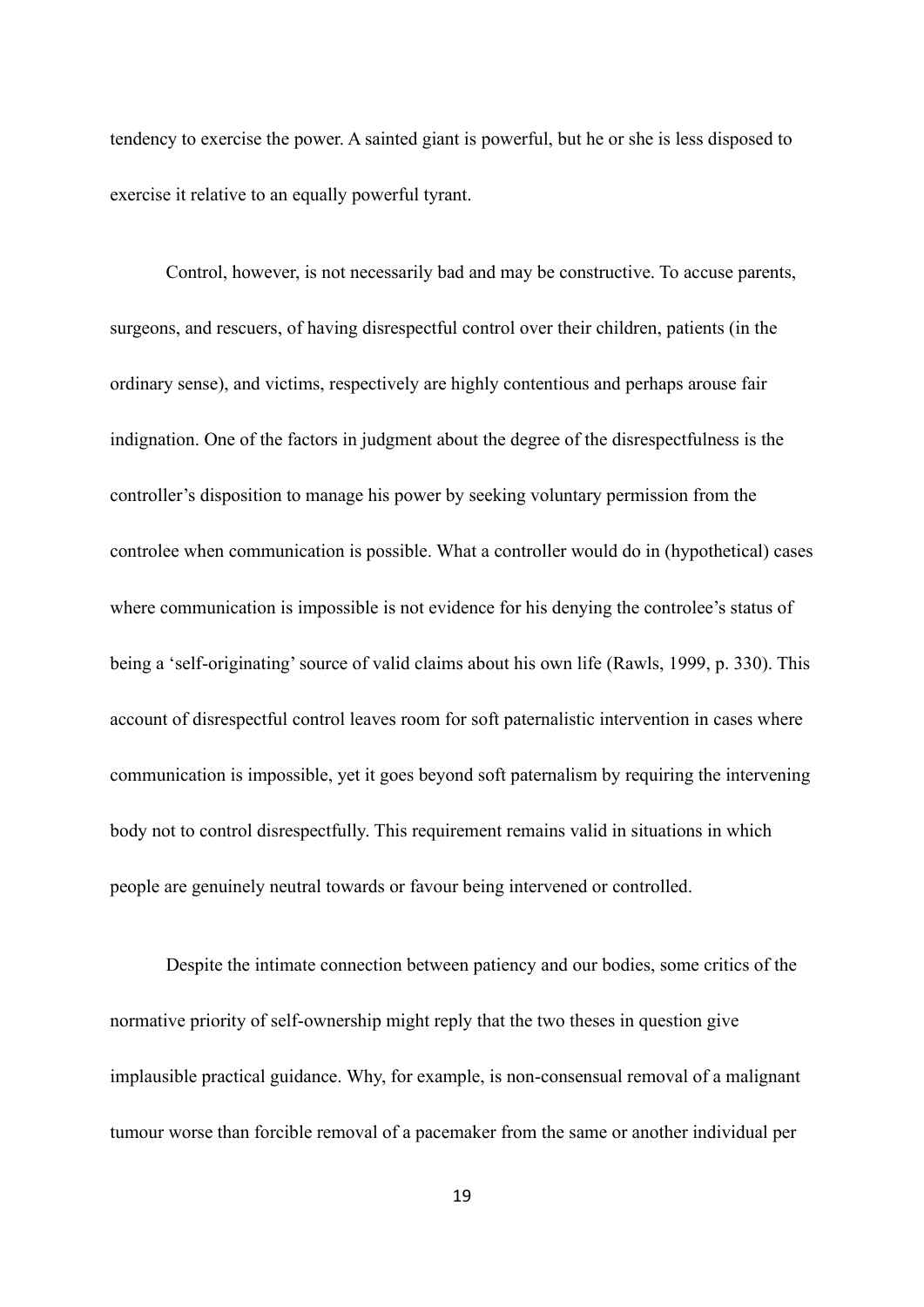tendency to exercise the power. A sainted giant is powerful, but he or she is less disposed to exercise it relative to an equally powerful tyrant.

Control, however, is not necessarily bad and may be constructive. To accuse parents, surgeons, and rescuers, of having disrespectful control over their children, patients (in the ordinary sense), and victims, respectively are highly contentious and perhaps arouse fair indignation. One of the factors in judgment about the degree of the disrespectfulness is the controller's disposition to manage his power by seeking voluntary permission from the controlee when communication is possible. What a controller would do in (hypothetical) cases where communication is impossible is not evidence for his denying the controlee's status of being a 'self-originating' source of valid claims about his own life (Rawls, 1999, p. 330). This account of disrespectful control leaves room for soft paternalistic intervention in cases where communication is impossible, yet it goes beyond soft paternalism by requiring the intervening body not to control disrespectfully. This requirement remains valid in situations in which people are genuinely neutral towards or favour being intervened or controlled.

Despite the intimate connection between patiency and our bodies, some critics of the normative priority of self-ownership might reply that the two theses in question give implausible practical guidance. Why, for example, is non-consensual removal of a malignant tumour worse than forcible removal of a pacemaker from the same or another individual per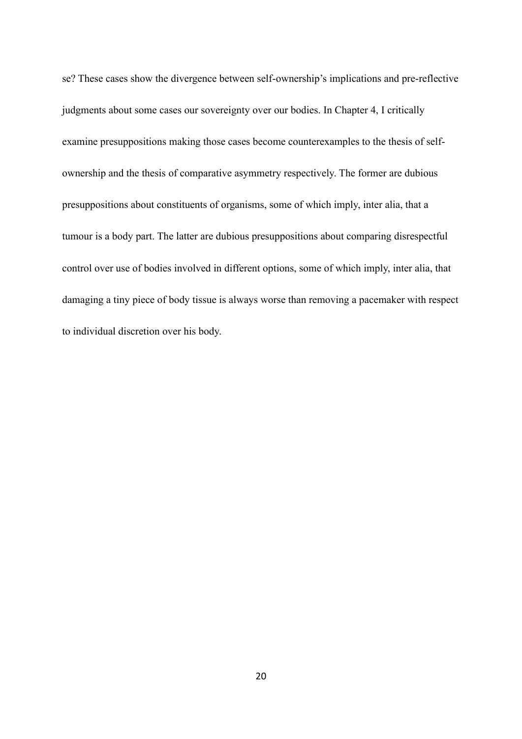se? These cases show the divergence between self-ownership's implications and pre-reflective judgments about some cases our sovereignty over our bodies. In Chapter 4, I critically examine presuppositions making those cases become counterexamples to the thesis of self-ownership and the thesis of comparative asymmetry respectively. The former are dubious presuppositions about constituents of organisms, some of which imply, inter alia, that a tumour is a body part. The latter are dubious presuppositions about comparing disrespectful control over use of bodies involved in different options, some of which imply, inter alia, that damaging a tiny piece of body tissue is always worse than removing a pacemaker with respect to individual discretion over his body.